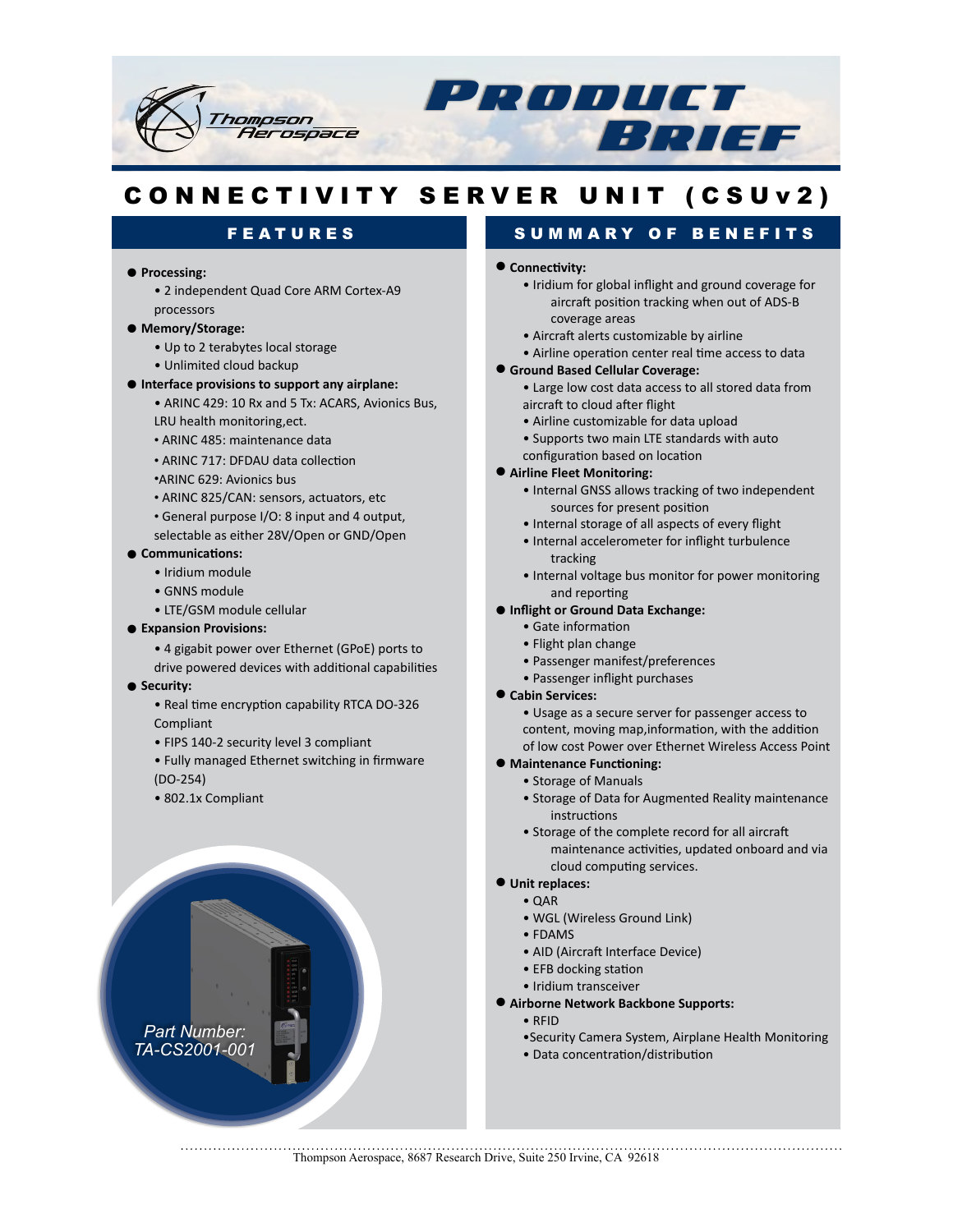Thompson Aerospace

# Product Brief

## CONNECTIVITY SERVER UNIT (CSUv2)

### FEATURES

- **Processing:**
  - 2 independent Quad Core ARM Cortex-A9 processors
- **Memory/Storage:**
  - Up to 2 terabytes local storage
  - Unlimited cloud backup
- **Interface provisions to support any airplane:**
  - ARINC 429: 10 Rx and 5 Tx: ACARS, Avionics Bus, LRU health monitoring,ect.
  - ARINC 485: maintenance data
  - ARINC 717: DFDAU data collection
  - ARINC 629: Avionics bus
  - ARINC 825/CAN: sensors, actuators, etc
  - General purpose I/O: 8 input and 4 output, selectable as either 28V/Open or GND/Open
- **Communications:**
  - Iridium module
  - GNNS module
  - LTE/GSM module cellular
- **Expansion Provisions:**
  - 4 gigabit power over Ethernet (GPoE) ports to drive powered devices with additional capabilities
- **Security:**
  - Real time encryption capability RTCA DO-326 Compliant
  - FIPS 140-2 security level 3 compliant
  - Fully managed Ethernet switching in firmware (DO-254)
  - 802.1x Compliant

*Part Number: TA-CS2001-001*

### SUMMARY OF BENEFITS

- **Connectivity:**
  - Iridium for global inflight and ground coverage for aircraft position tracking when out of ADS-B coverage areas
  - Aircraft alerts customizable by airline
  - Airline operation center real time access to data
- **Ground Based Cellular Coverage:**
  - Large low cost data access to all stored data from aircraft to cloud after flight
  - Airline customizable for data upload
  - Supports two main LTE standards with auto configuration based on location
- **Airline Fleet Monitoring:**
  - Internal GNSS allows tracking of two independent sources for present position
  - Internal storage of all aspects of every flight
  - Internal accelerometer for inflight turbulence tracking
  - Internal voltage bus monitor for power monitoring and reporting
- **Inflight or Ground Data Exchange:**
  - Gate information
  - Flight plan change
  - Passenger manifest/preferences
  - Passenger inflight purchases
- **Cabin Services:**
  - Usage as a secure server for passenger access to content, moving map,information, with the addition of low cost Power over Ethernet Wireless Access Point
- **Maintenance Functioning:**
  - Storage of Manuals
  - Storage of Data for Augmented Reality maintenance instructions
  - Storage of the complete record for all aircraft maintenance activities, updated onboard and via cloud computing services.
- **Unit replaces:**
  - QAR
  - WGL (Wireless Ground Link)
  - FDAMS
  - AID (Aircraft Interface Device)
  - EFB docking station
  - Iridium transceiver
- **Airborne Network Backbone Supports:**
  - RFID
  - Security Camera System, Airplane Health Monitoring
  - Data concentration/distribution

Thompson Aerospace, 8687 Research Drive, Suite 250 Irvine, CA 92618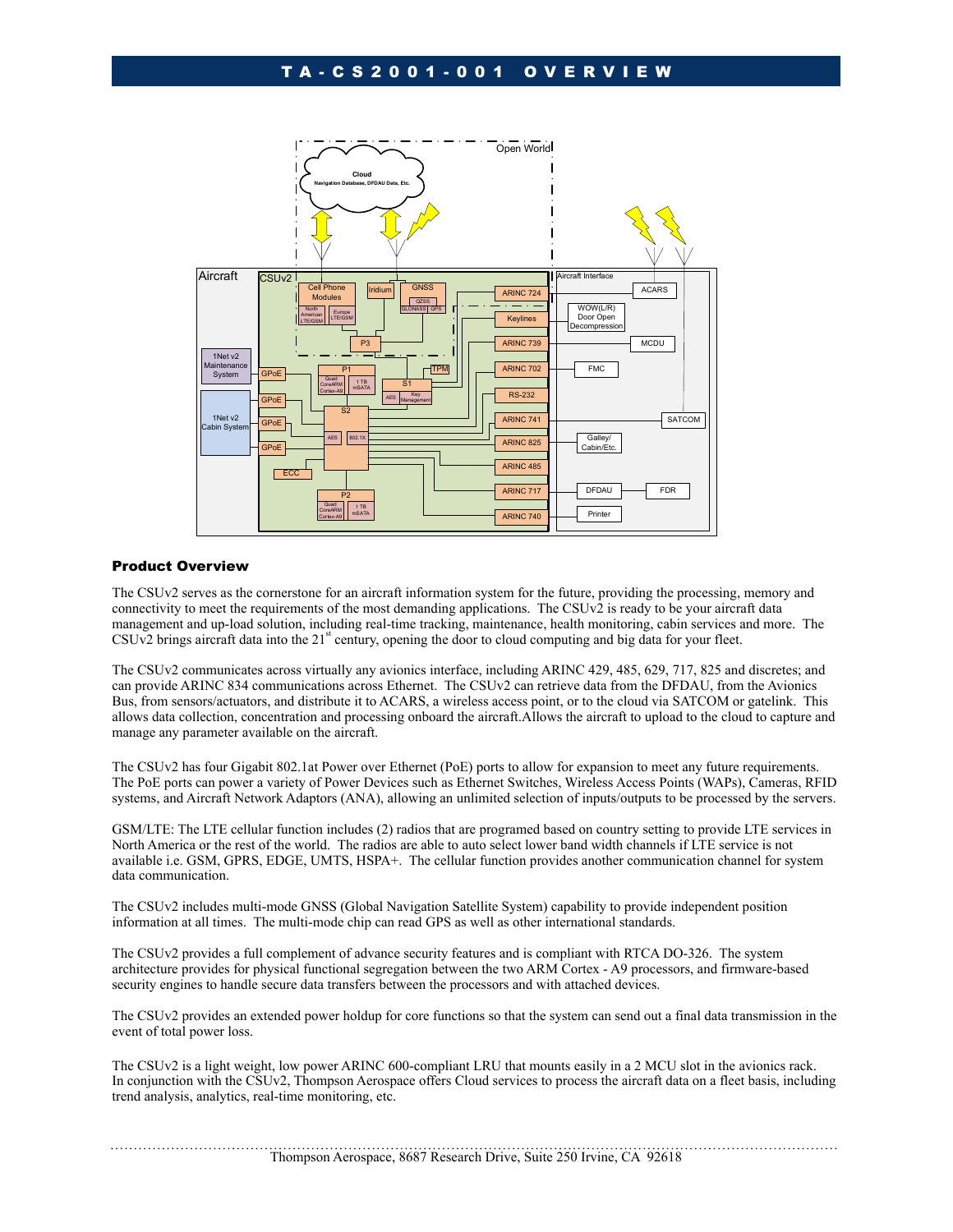Open World

Cloud

Navigation Database, DFDAU Data, Etc.

Aircraft

CSUv2

Cell Phone Modules

North American LTE/GSM

Europe LTE/GSM

Iridium

GNSS

QZSS

GLONASS

GPS

P3

P1

Quad CoreARM Cortex-A9

1 TB mSATA

TPM

S1

AES

Key Management

S2

AES

802.1X

P2

Quad CoreARM Cortex-A9

1 TB mSATA

GPoE

GPoE

GPoE

GPoE

ECC

1Net v2 Maintenance System

1Net v2 Cabin System

ARINC 724

Keylines

ARINC 739

ARINC 702

RS-232

ARINC 741

ARINC 825

ARINC 485

ARINC 717

ARINC 740

Aircraft Interface

ACARS

WOW(L/R) Door Open Decompression

MCDU

FMC

SATCOM

Galley/ Cabin/Etc.

DFDAU

FDR

Printer

## Product Overview

The CSUv2 serves as the cornerstone for an aircraft information system for the future, providing the processing, memory and connectivity to meet the requirements of the most demanding applications. The CSUv2 is ready to be your aircraft data management and up-load solution, including real-time tracking, maintenance, health monitoring, cabin services and more. The CSUv2 brings aircraft data into the 21st century, opening the door to cloud computing and big data for your fleet.

The CSUv2 communicates across virtually any avionics interface, including ARINC 429, 485, 629, 717, 825 and discretes; and can provide ARINC 834 communications across Ethernet. The CSUv2 can retrieve data from the DFDAU, from the Avionics Bus, from sensors/actuators, and distribute it to ACARS, a wireless access point, or to the cloud via SATCOM or gatelink. This allows data collection, concentration and processing onboard the aircraft.Allows the aircraft to upload to the cloud to capture and manage any parameter available on the aircraft.

The CSUv2 has four Gigabit 802.1at Power over Ethernet (PoE) ports to allow for expansion to meet any future requirements. The PoE ports can power a variety of Power Devices such as Ethernet Switches, Wireless Access Points (WAPs), Cameras, RFID systems, and Aircraft Network Adaptors (ANA), allowing an unlimited selection of inputs/outputs to be processed by the servers.

GSM/LTE: The LTE cellular function includes (2) radios that are programed based on country setting to provide LTE services in North America or the rest of the world. The radios are able to auto select lower band width channels if LTE service is not available i.e. GSM, GPRS, EDGE, UMTS, HSPA+. The cellular function provides another communication channel for system data communication.

The CSUv2 includes multi-mode GNSS (Global Navigation Satellite System) capability to provide independent position information at all times. The multi-mode chip can read GPS as well as other international standards.

The CSUv2 provides a full complement of advance security features and is compliant with RTCA DO-326. The system architecture provides for physical functional segregation between the two ARM Cortex - A9 processors, and firmware-based security engines to handle secure data transfers between the processors and with attached devices.

The CSUv2 provides an extended power holdup for core functions so that the system can send out a final data transmission in the event of total power loss.

The CSUv2 is a light weight, low power ARINC 600-compliant LRU that mounts easily in a 2 MCU slot in the avionics rack. In conjunction with the CSUv2, Thompson Aerospace offers Cloud services to process the aircraft data on a fleet basis, including trend analysis, analytics, real-time monitoring, etc.